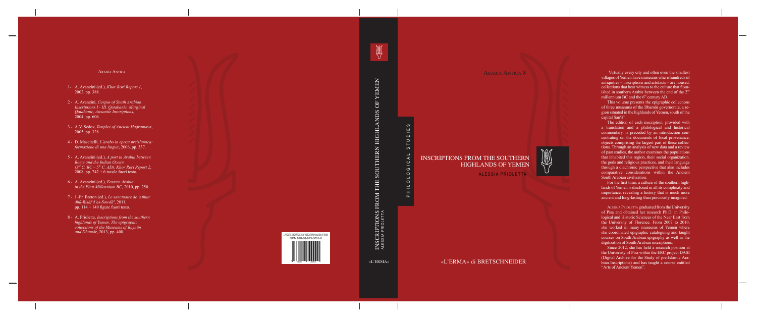## Arabia Antica

1- A. Avanzini (ed.), *Khor Rori Report 1*, 2002, pp. 388.

2 - A. Avanzini, *Corpus of South Arabian Inscriptions I - III. Qatabanic, Marginal Qatabanic, Awsanite Inscriptions*, 2004, pp. 606.

3 - A.V. Sedov, *Temples of Ancient Ḥaḍramawt*, 2005, pp. 328.

4 - D. Mascitelli, *L'arabo in epoca preislamica: formazione di una lingua*, 2006, pp. 337.

5 - A. Avanzini (ed.), *A port in Arabia between Rome and the Indian Ocean (3rd C. BC – 5th C. AD). Khor Rori Report 2*, 2008, pp. 742 + 6 tavole fuori testo.

6 - A. Avanzini (ed.), *Eastern Arabia in the First Millennium BC*, 2010, pp. 250.

7 - J.-Fr. Breton (ed.), *Le sanctuaire de ʿAthtar dhū-Risāf d'as-Sawdāʾ*, 2011, pp. 114 + 140 figure fuori testo.

8 - A. Prioletta, *Inscriptions from the southern highlands of Yemen. The epigraphic collections of the Museums of Baynūn and Dhamār*, 2013, pp. 408.

A. PRIOLETTA · INSCRIPTIONS FROM THE SOUTHERN HIGHLANDS OF YEMEN
ISBN 978-88-913-0001-0

INSCRIPTIONS FROM THE SOUTHERN HIGHLANDS OF YEMEN
ALESSIA PRIOLETTA

PHILOLOGICAL STUDIES

«L'ERMA»

## Arabia Antica 8

# INSCRIPTIONS FROM THE SOUTHERN HIGHLANDS OF YEMEN

ALESSIA PRIOLETTA

«L'ERMA» di BRETSCHNEIDER

Virtually every city and often even the smallest villages of Yemen have museums where hundreds of antiquities – inscriptions and artefacts – are housed, collections that bear witness to the culture that flourished in southern Arabia between the end of the 2nd millennium BC and the 6th century AD.

This volume presents the epigraphic collections of three museums of the Dhamār governorate, a region situated in the highlands of Yemen, south of the capital Ṣanʿāʾ.

The edition of each inscription, provided with a translation and a philological and historical commentary, is preceded by an introduction concentrating on the documents of local provenance, objects comprising the largest part of these collections. Through an analysis of new data and a review of past studies, the author examines the populations that inhabited this region, their social organization, the gods and religious practices, and their language through a diachronic perspective that also includes comparative considerations within the Ancient South Arabian civilization.

For the first time, a culture of the southern highlands of Yemen is disclosed in all its complexity and importance, revealing a history that is much more ancient and long-lasting than previously imagined.

Alessia Prioletta graduated from the University of Pisa and obtained her research Ph.D. in Philological and Historic Sciences of the Near East from the University of Florence. From 2007 to 2010, she worked in many museums of Yemen where she coordinated epigraphic cataloguing and taught courses on South Arabian epigraphy as well as the digitization of South Arabian inscriptions.

Since 2012, she has held a research position at the University of Pisa within the ERC project DASI (Digital Archive for the Study of pre-Islamic Arabian Inscriptions) and has taught a course entitled "Arts of Ancient Yemen".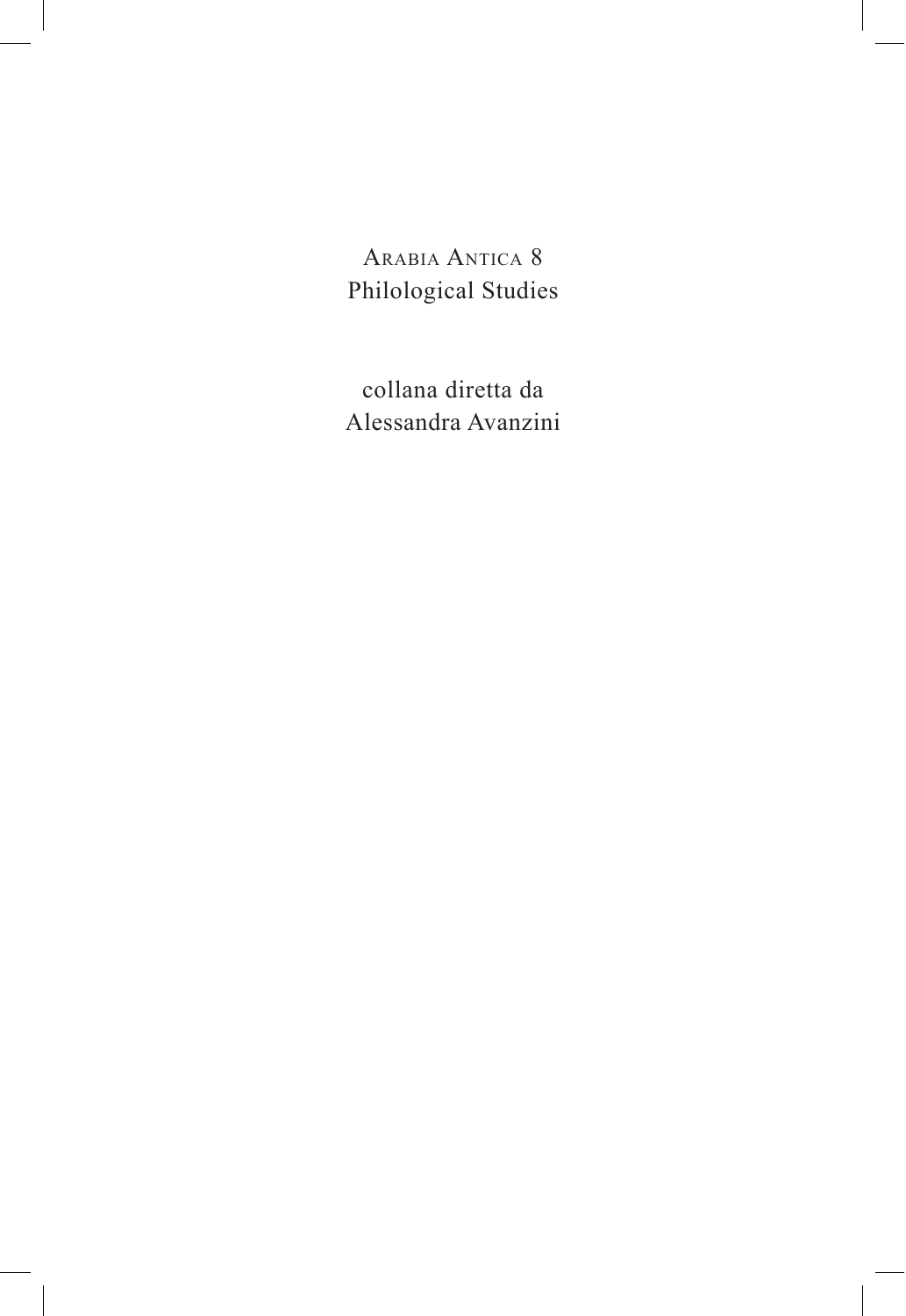Arabia Antica 8
Philological Studies

collana diretta da
Alessandra Avanzini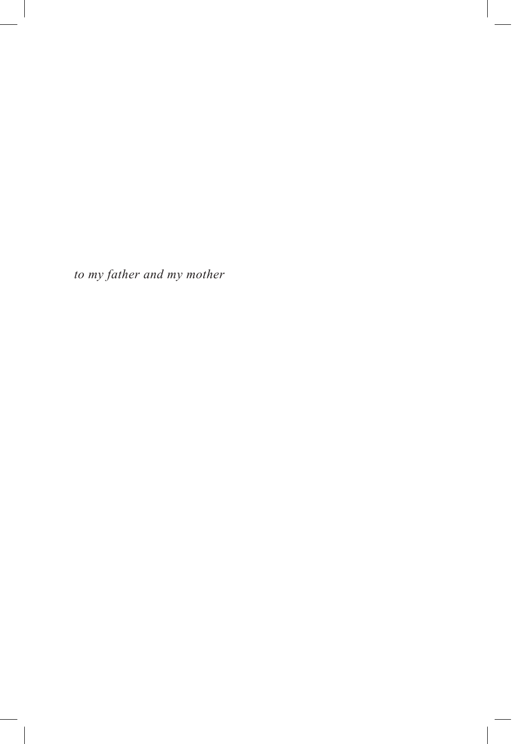*to my father and my mother*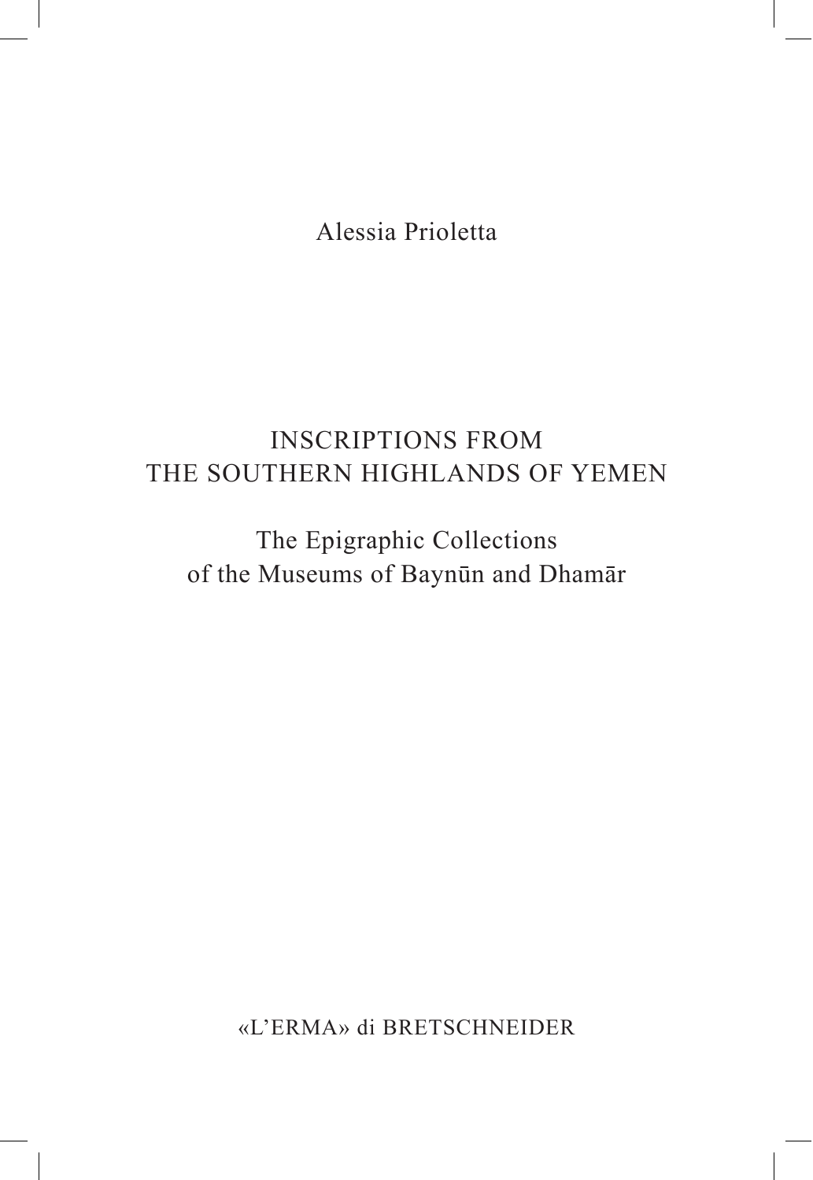Alessia Prioletta

# INSCRIPTIONS FROM THE SOUTHERN HIGHLANDS OF YEMEN

## The Epigraphic Collections of the Museums of Baynūn and Dhamār

«L'ERMA» di BRETSCHNEIDER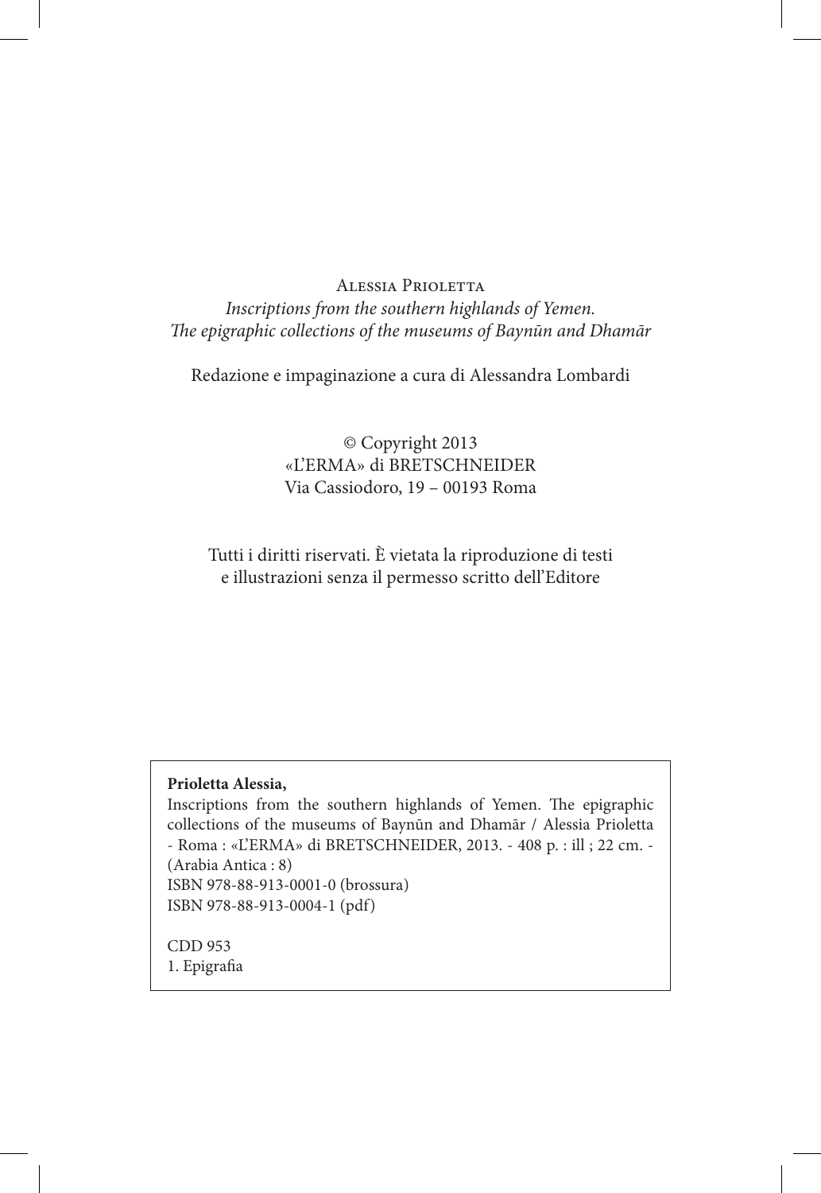Alessia Prioletta

*Inscriptions from the southern highlands of Yemen.*
*The epigraphic collections of the museums of Baynūn and Dhamār*

Redazione e impaginazione a cura di Alessandra Lombardi

© Copyright 2013
«L'ERMA» di BRETSCHNEIDER
Via Cassiodoro, 19 – 00193 Roma

Tutti i diritti riservati. È vietata la riproduzione di testi
e illustrazioni senza il permesso scritto dell'Editore

**Prioletta Alessia,**
Inscriptions from the southern highlands of Yemen. The epigraphic collections of the museums of Baynūn and Dhamār / Alessia Prioletta - Roma : «L'ERMA» di BRETSCHNEIDER, 2013. - 408 p. : ill ; 22 cm. - (Arabia Antica : 8)
ISBN 978-88-913-0001-0 (brossura)
ISBN 978-88-913-0004-1 (pdf)

CDD 953
1. Epigrafia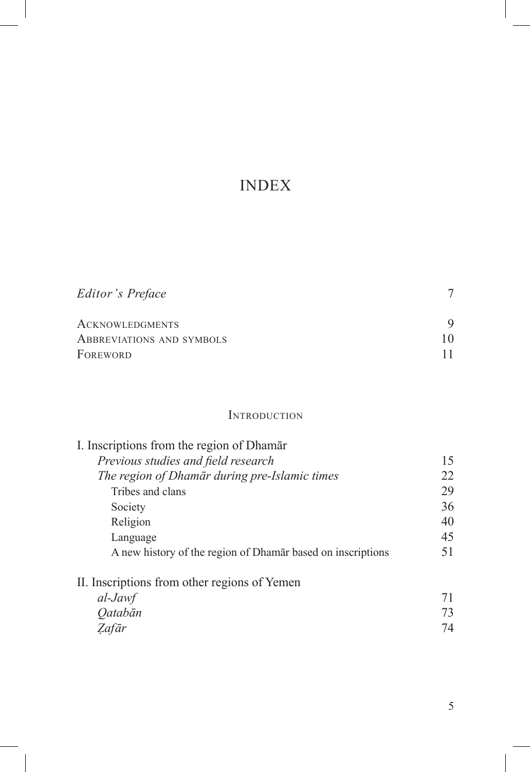# INDEX

| | |
|---|---|
| *Editor's Preface* | 7 |
| Acknowledgments | 9 |
| Abbreviations and symbols | 10 |
| Foreword | 11 |

## Introduction

| | |
|---|---|
| I. Inscriptions from the region of Dhamār | |
| *Previous studies and field research* | 15 |
| *The region of Dhamār during pre-Islamic times* | 22 |
| Tribes and clans | 29 |
| Society | 36 |
| Religion | 40 |
| Language | 45 |
| A new history of the region of Dhamār based on inscriptions | 51 |
| II. Inscriptions from other regions of Yemen | |
| *al-Jawf* | 71 |
| *Qatabān* | 73 |
| *Ẓafār* | 74 |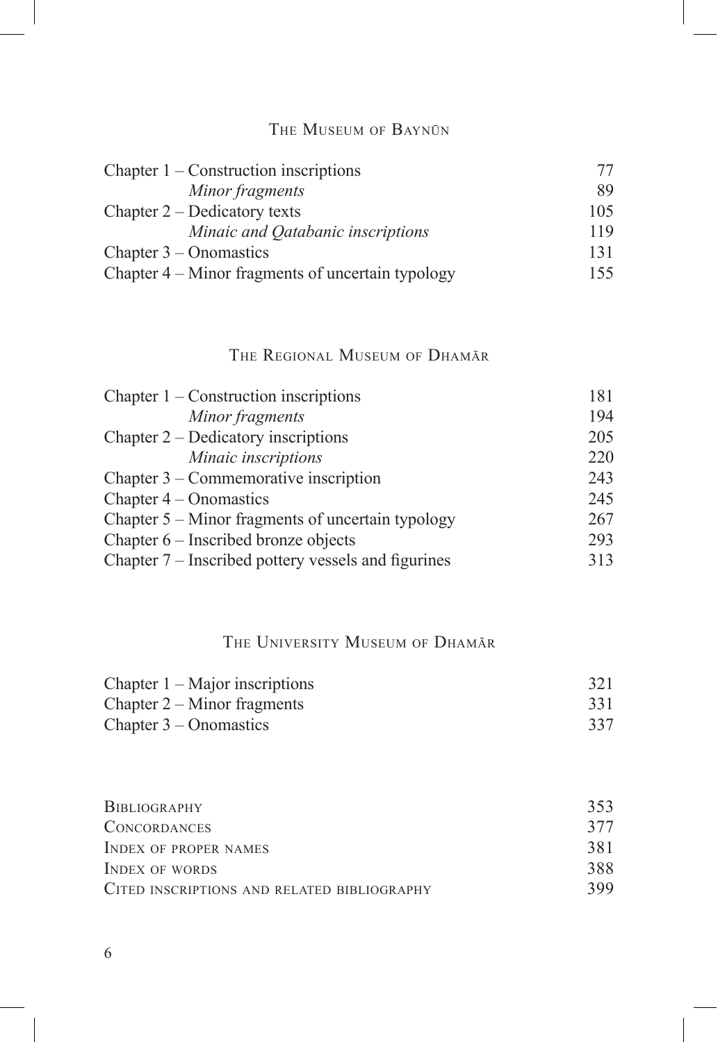## The Museum of Baynūn

| | |
|---|---|
| Chapter 1 – Construction inscriptions | 77 |
| *Minor fragments* | 89 |
| Chapter 2 – Dedicatory texts | 105 |
| *Minaic and Qatabanic inscriptions* | 119 |
| Chapter 3 – Onomastics | 131 |
| Chapter 4 – Minor fragments of uncertain typology | 155 |

## The Regional Museum of Dhamār

| | |
|---|---|
| Chapter 1 – Construction inscriptions | 181 |
| *Minor fragments* | 194 |
| Chapter 2 – Dedicatory inscriptions | 205 |
| *Minaic inscriptions* | 220 |
| Chapter 3 – Commemorative inscription | 243 |
| Chapter 4 – Onomastics | 245 |
| Chapter 5 – Minor fragments of uncertain typology | 267 |
| Chapter 6 – Inscribed bronze objects | 293 |
| Chapter 7 – Inscribed pottery vessels and figurines | 313 |

## The University Museum of Dhamār

| | |
|---|---|
| Chapter 1 – Major inscriptions | 321 |
| Chapter 2 – Minor fragments | 331 |
| Chapter 3 – Onomastics | 337 |

| | |
|---|---|
| Bibliography | 353 |
| Concordances | 377 |
| Index of proper names | 381 |
| Index of words | 388 |
| Cited inscriptions and related bibliography | 399 |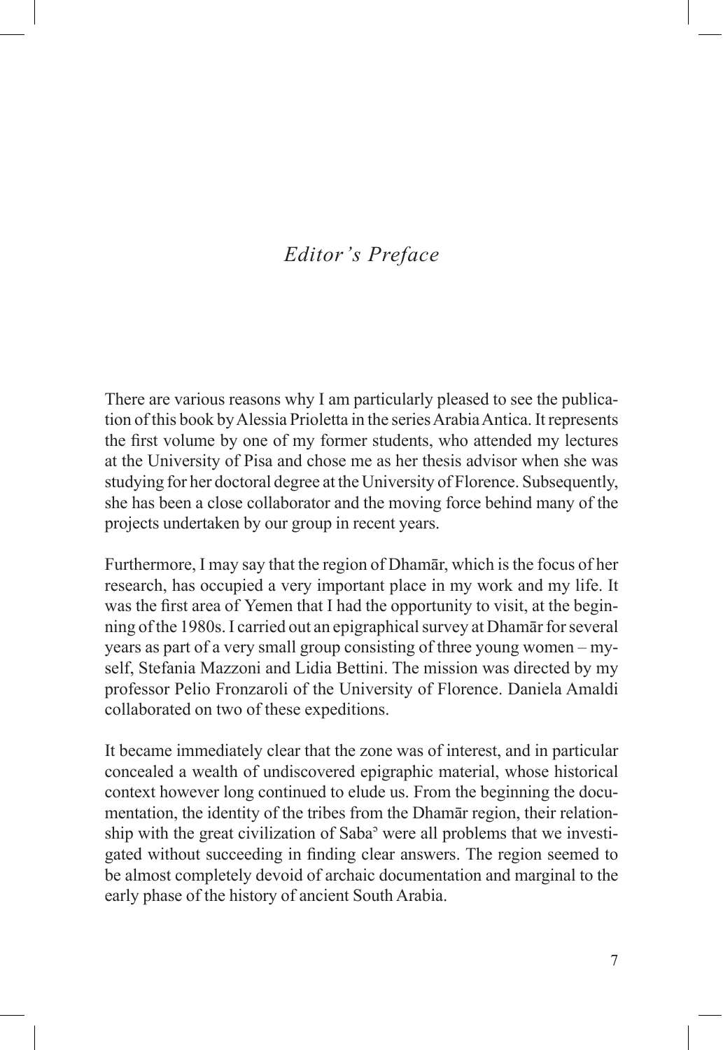# *Editor's Preface*

There are various reasons why I am particularly pleased to see the publication of this book by Alessia Prioletta in the series Arabia Antica. It represents the first volume by one of my former students, who attended my lectures at the University of Pisa and chose me as her thesis advisor when she was studying for her doctoral degree at the University of Florence. Subsequently, she has been a close collaborator and the moving force behind many of the projects undertaken by our group in recent years.

Furthermore, I may say that the region of Dhamār, which is the focus of her research, has occupied a very important place in my work and my life. It was the first area of Yemen that I had the opportunity to visit, at the beginning of the 1980s. I carried out an epigraphical survey at Dhamār for several years as part of a very small group consisting of three young women – myself, Stefania Mazzoni and Lidia Bettini. The mission was directed by my professor Pelio Fronzaroli of the University of Florence. Daniela Amaldi collaborated on two of these expeditions.

It became immediately clear that the zone was of interest, and in particular concealed a wealth of undiscovered epigraphic material, whose historical context however long continued to elude us. From the beginning the documentation, the identity of the tribes from the Dhamār region, their relationship with the great civilization of Sabaʾ were all problems that we investigated without succeeding in finding clear answers. The region seemed to be almost completely devoid of archaic documentation and marginal to the early phase of the history of ancient South Arabia.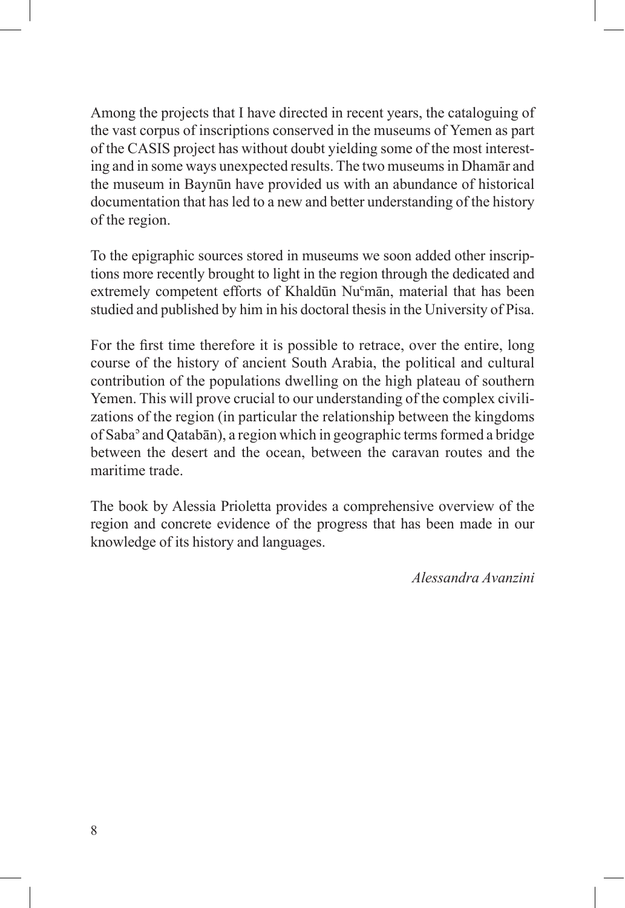Among the projects that I have directed in recent years, the cataloguing of the vast corpus of inscriptions conserved in the museums of Yemen as part of the CASIS project has without doubt yielding some of the most interesting and in some ways unexpected results. The two museums in Dhamār and the museum in Baynūn have provided us with an abundance of historical documentation that has led to a new and better understanding of the history of the region.

To the epigraphic sources stored in museums we soon added other inscriptions more recently brought to light in the region through the dedicated and extremely competent efforts of Khaldūn Nuʿmān, material that has been studied and published by him in his doctoral thesis in the University of Pisa.

For the first time therefore it is possible to retrace, over the entire, long course of the history of ancient South Arabia, the political and cultural contribution of the populations dwelling on the high plateau of southern Yemen. This will prove crucial to our understanding of the complex civilizations of the region (in particular the relationship between the kingdoms of Sabaʾ and Qatabān), a region which in geographic terms formed a bridge between the desert and the ocean, between the caravan routes and the maritime trade.

The book by Alessia Prioletta provides a comprehensive overview of the region and concrete evidence of the progress that has been made in our knowledge of its history and languages.

*Alessandra Avanzini*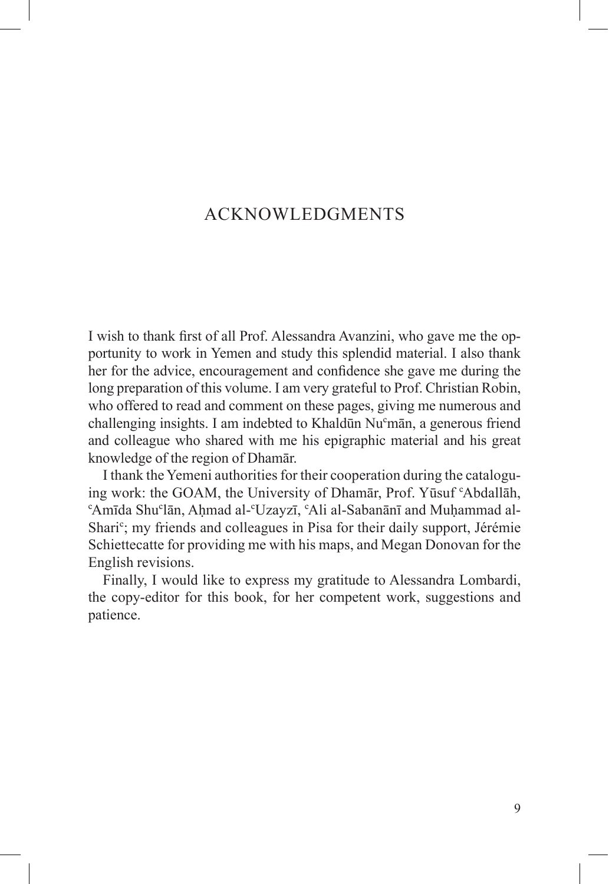# ACKNOWLEDGMENTS

I wish to thank first of all Prof. Alessandra Avanzini, who gave me the opportunity to work in Yemen and study this splendid material. I also thank her for the advice, encouragement and confidence she gave me during the long preparation of this volume. I am very grateful to Prof. Christian Robin, who offered to read and comment on these pages, giving me numerous and challenging insights. I am indebted to Khaldūn Nu<sup>c</sup>mān, a generous friend and colleague who shared with me his epigraphic material and his great knowledge of the region of Dhamār.

I thank the Yemeni authorities for their cooperation during the cataloguing work: the GOAM, the University of Dhamār, Prof. Yūsuf ᶜAbdallāh, ᶜAmīda Shuᶜlān, Aḥmad al-ᶜUzayzī, ᶜAli al-Sabanānī and Muḥammad al-Shariᶜ; my friends and colleagues in Pisa for their daily support, Jérémie Schiettecatte for providing me with his maps, and Megan Donovan for the English revisions.

Finally, I would like to express my gratitude to Alessandra Lombardi, the copy-editor for this book, for her competent work, suggestions and patience.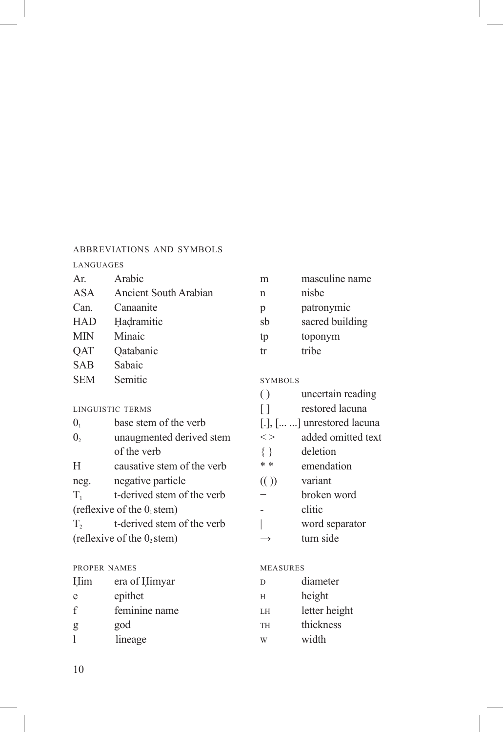# ABBREVIATIONS AND SYMBOLS

## LANGUAGES

| | |
|---|---|
| Ar. | Arabic |
| ASA | Ancient South Arabian |
| Can. | Canaanite |
| HAD | Ḥaḍramitic |
| MIN | Minaic |
| QAT | Qatabanic |
| SAB | Sabaic |
| SEM | Semitic |

## LINGUISTIC TERMS

| | |
|---|---|
| $0_1$ | base stem of the verb |
| $0_2$ | unaugmented derived stem of the verb |
| H | causative stem of the verb |
| neg. | negative particle |
| $T_1$ | t-derived stem of the verb (reflexive of the $0_1$ stem) |
| $T_2$ | t-derived stem of the verb (reflexive of the $0_2$ stem) |

## PROPER NAMES

| | |
|---|---|
| Ḥim | era of Ḥimyar |
| e | epithet |
| f | feminine name |
| g | god |
| l | lineage |
| m | masculine name |
| n | nisbe |
| p | patronymic |
| sb | sacred building |
| tp | toponym |
| tr | tribe |

## SYMBOLS

| | |
|---|---|
| ( ) | uncertain reading |
| [ ] | restored lacuna |
| [.], [... ...] | unrestored lacuna |
| < > | added omitted text |
| { } | deletion |
| * * | emendation |
| (( )) | variant |
| − | broken word |
| - | clitic |
| \| | word separator |
| → | turn side |

## MEASURES

| | |
|---|---|
| D | diameter |
| H | height |
| LH | letter height |
| TH | thickness |
| W | width |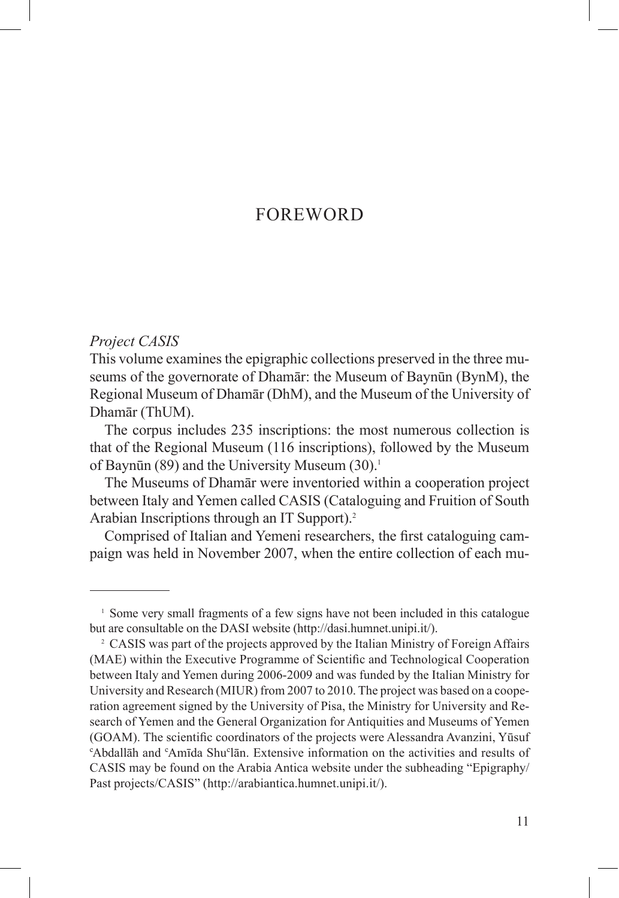# FOREWORD

*Project CASIS*

This volume examines the epigraphic collections preserved in the three museums of the governorate of Dhamār: the Museum of Baynūn (BynM), the Regional Museum of Dhamār (DhM), and the Museum of the University of Dhamār (ThUM).

The corpus includes 235 inscriptions: the most numerous collection is that of the Regional Museum (116 inscriptions), followed by the Museum of Baynūn (89) and the University Museum (30).[1]

The Museums of Dhamār were inventoried within a cooperation project between Italy and Yemen called CASIS (Cataloguing and Fruition of South Arabian Inscriptions through an IT Support).[2]

Comprised of Italian and Yemeni researchers, the first cataloguing campaign was held in November 2007, when the entire collection of each mu-

---

[1] Some very small fragments of a few signs have not been included in this catalogue but are consultable on the DASI website (http://dasi.humnet.unipi.it/).

[2] CASIS was part of the projects approved by the Italian Ministry of Foreign Affairs (MAE) within the Executive Programme of Scientific and Technological Cooperation between Italy and Yemen during 2006-2009 and was funded by the Italian Ministry for University and Research (MIUR) from 2007 to 2010. The project was based on a cooperation agreement signed by the University of Pisa, the Ministry for University and Research of Yemen and the General Organization for Antiquities and Museums of Yemen (GOAM). The scientific coordinators of the projects were Alessandra Avanzini, Yūsuf ʿAbdallāh and ʿAmīda Shuʿlān. Extensive information on the activities and results of CASIS may be found on the Arabia Antica website under the subheading "Epigraphy/ Past projects/CASIS" (http://arabiantica.humnet.unipi.it/).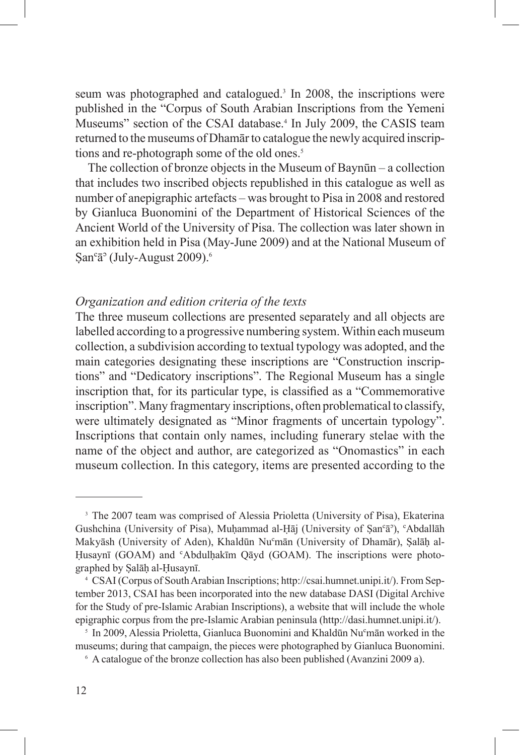seum was photographed and catalogued.[3] In 2008, the inscriptions were published in the "Corpus of South Arabian Inscriptions from the Yemeni Museums" section of the CSAI database.[4] In July 2009, the CASIS team returned to the museums of Dhamār to catalogue the newly acquired inscriptions and re-photograph some of the old ones.[5]

The collection of bronze objects in the Museum of Baynūn – a collection that includes two inscribed objects republished in this catalogue as well as number of anepigraphic artefacts – was brought to Pisa in 2008 and restored by Gianluca Buonomini of the Department of Historical Sciences of the Ancient World of the University of Pisa. The collection was later shown in an exhibition held in Pisa (May-June 2009) and at the National Museum of Ṣanʿāʾ (July-August 2009).[6]

### *Organization and edition criteria of the texts*

The three museum collections are presented separately and all objects are labelled according to a progressive numbering system. Within each museum collection, a subdivision according to textual typology was adopted, and the main categories designating these inscriptions are "Construction inscriptions" and "Dedicatory inscriptions". The Regional Museum has a single inscription that, for its particular type, is classified as a "Commemorative inscription". Many fragmentary inscriptions, often problematical to classify, were ultimately designated as "Minor fragments of uncertain typology". Inscriptions that contain only names, including funerary stelae with the name of the object and author, are categorized as "Onomastics" in each museum collection. In this category, items are presented according to the

---

[3] The 2007 team was comprised of Alessia Prioletta (University of Pisa), Ekaterina Gushchina (University of Pisa), Muḥammad al-Ḥāj (University of Ṣanʿāʾ), ʿAbdallāh Makyāsh (University of Aden), Khaldūn Nuʿmān (University of Dhamār), Ṣalāḥ al-Ḥusaynī (GOAM) and ʿAbdulḥakīm Qāyd (GOAM). The inscriptions were photographed by Ṣalāḥ al-Ḥusaynī.

[4] CSAI (Corpus of South Arabian Inscriptions; http://csai.humnet.unipi.it/). From September 2013, CSAI has been incorporated into the new database DASI (Digital Archive for the Study of pre-Islamic Arabian Inscriptions), a website that will include the whole epigraphic corpus from the pre-Islamic Arabian peninsula (http://dasi.humnet.unipi.it/).

[5] In 2009, Alessia Prioletta, Gianluca Buonomini and Khaldūn Nuʿmān worked in the museums; during that campaign, the pieces were photographed by Gianluca Buonomini.

[6] A catalogue of the bronze collection has also been published (Avanzini 2009 a).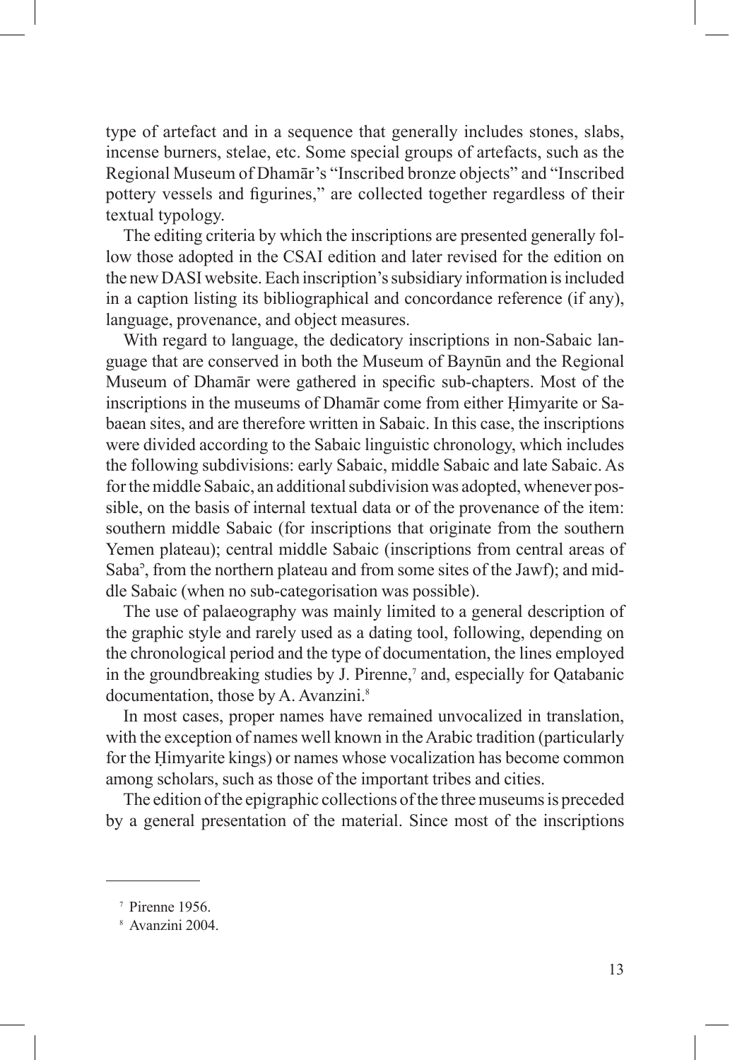type of artefact and in a sequence that generally includes stones, slabs, incense burners, stelae, etc. Some special groups of artefacts, such as the Regional Museum of Dhamār's "Inscribed bronze objects" and "Inscribed pottery vessels and figurines," are collected together regardless of their textual typology.

The editing criteria by which the inscriptions are presented generally follow those adopted in the CSAI edition and later revised for the edition on the new DASI website. Each inscription's subsidiary information is included in a caption listing its bibliographical and concordance reference (if any), language, provenance, and object measures.

With regard to language, the dedicatory inscriptions in non-Sabaic language that are conserved in both the Museum of Baynūn and the Regional Museum of Dhamār were gathered in specific sub-chapters. Most of the inscriptions in the museums of Dhamār come from either Ḥimyarite or Sabaean sites, and are therefore written in Sabaic. In this case, the inscriptions were divided according to the Sabaic linguistic chronology, which includes the following subdivisions: early Sabaic, middle Sabaic and late Sabaic. As for the middle Sabaic, an additional subdivision was adopted, whenever possible, on the basis of internal textual data or of the provenance of the item: southern middle Sabaic (for inscriptions that originate from the southern Yemen plateau); central middle Sabaic (inscriptions from central areas of Sabaʾ, from the northern plateau and from some sites of the Jawf); and middle Sabaic (when no sub-categorisation was possible).

The use of palaeography was mainly limited to a general description of the graphic style and rarely used as a dating tool, following, depending on the chronological period and the type of documentation, the lines employed in the groundbreaking studies by J. Pirenne,[7] and, especially for Qatabanic documentation, those by A. Avanzini.[8]

In most cases, proper names have remained unvocalized in translation, with the exception of names well known in the Arabic tradition (particularly for the Ḥimyarite kings) or names whose vocalization has become common among scholars, such as those of the important tribes and cities.

The edition of the epigraphic collections of the three museums is preceded by a general presentation of the material. Since most of the inscriptions

[7] Pirenne 1956.

[8] Avanzini 2004.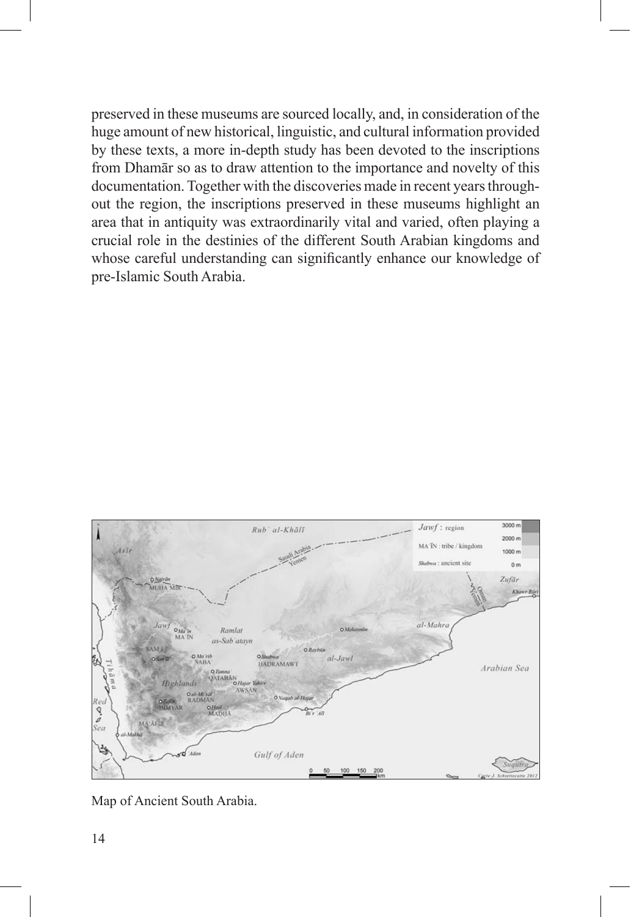preserved in these museums are sourced locally, and, in consideration of the huge amount of new historical, linguistic, and cultural information provided by these texts, a more in-depth study has been devoted to the inscriptions from Dhamār so as to draw attention to the importance and novelty of this documentation. Together with the discoveries made in recent years throughout the region, the inscriptions preserved in these museums highlight an area that in antiquity was extraordinarily vital and varied, often playing a crucial role in the destinies of the different South Arabian kingdoms and whose careful understanding can significantly enhance our knowledge of pre-Islamic South Arabia.

Map of Ancient South Arabia.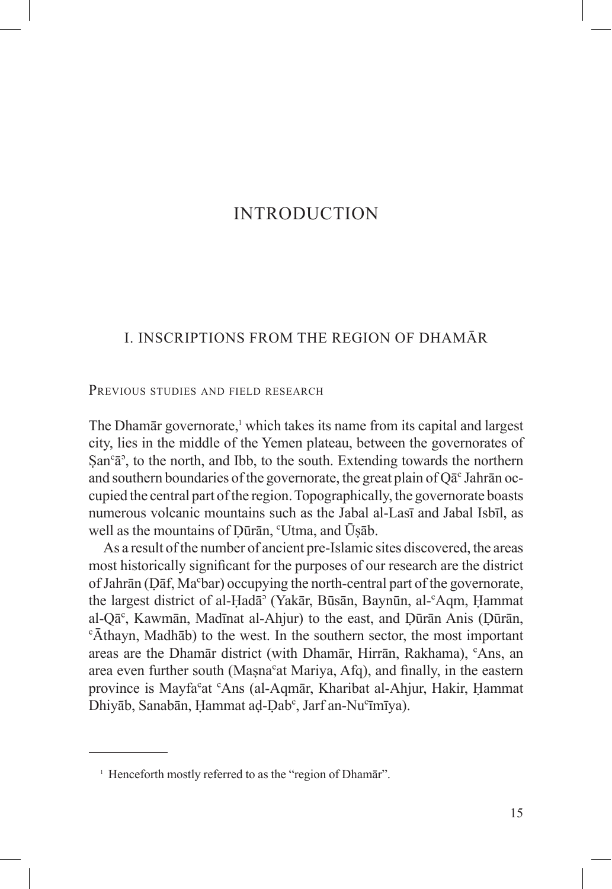# INTRODUCTION

## I. INSCRIPTIONS FROM THE REGION OF DHAMĀR

### Previous studies and field research

The Dhamār governorate,[1] which takes its name from its capital and largest city, lies in the middle of the Yemen plateau, between the governorates of Ṣanᶜāᵓ, to the north, and Ibb, to the south. Extending towards the northern and southern boundaries of the governorate, the great plain of Qāᶜ Jahrān occupied the central part of the region. Topographically, the governorate boasts numerous volcanic mountains such as the Jabal al-Lasī and Jabal Isbīl, as well as the mountains of Ḍūrān, ᶜUtma, and Ūṣāb.

As a result of the number of ancient pre-Islamic sites discovered, the areas most historically significant for the purposes of our research are the district of Jahrān (Ḍāf, Maᶜbar) occupying the north-central part of the governorate, the largest district of al-Ḥadāᵓ (Yakār, Būsān, Baynūn, al-ᶜAqm, Ḥammat al-Qāᶜ, Kawmān, Madīnat al-Ahjur) to the east, and Ḍūrān Anis (Ḍūrān, ᶜĀthayn, Madhāb) to the west. In the southern sector, the most important areas are the Dhamār district (with Dhamār, Hirrān, Rakhama), ᶜAns, an area even further south (Maṣnaᶜat Mariya, Afq), and finally, in the eastern province is Mayfaᶜat ᶜAns (al-Aqmār, Kharibat al-Ahjur, Hakir, Ḥammat Dhiyāb, Sanabān, Ḥammat aḍ-Ḍabᶜ, Jarf an-Nuᶜīmīya).

---

[1] Henceforth mostly referred to as the "region of Dhamār".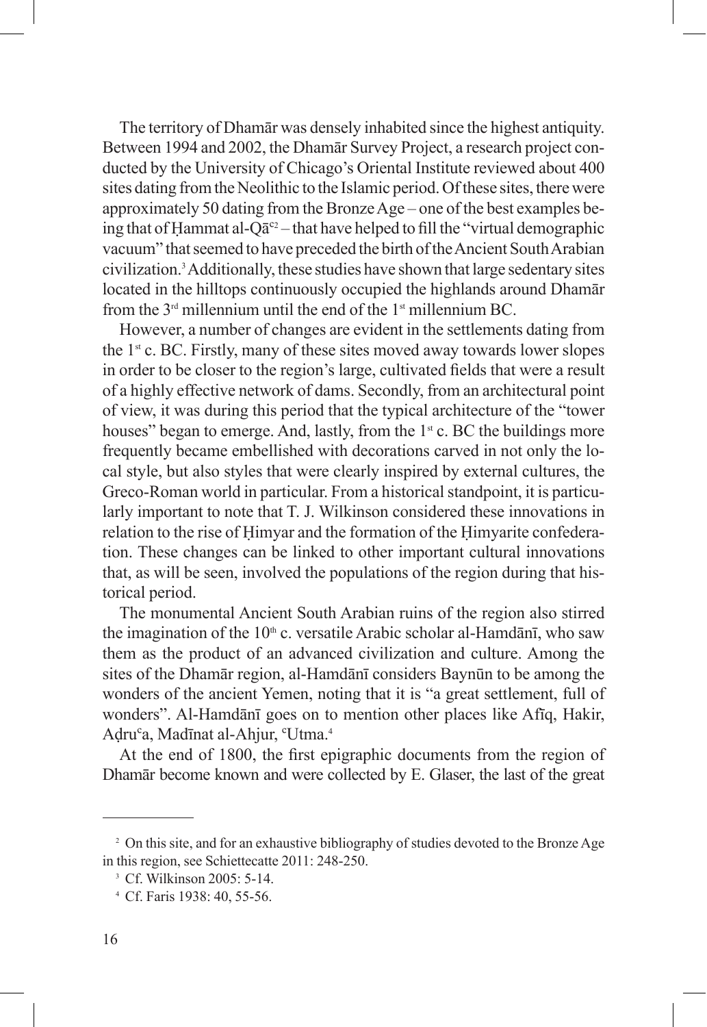The territory of Dhamār was densely inhabited since the highest antiquity. Between 1994 and 2002, the Dhamār Survey Project, a research project conducted by the University of Chicago's Oriental Institute reviewed about 400 sites dating from the Neolithic to the Islamic period. Of these sites, there were approximately 50 dating from the Bronze Age – one of the best examples being that of Ḥammat al-Qāᶜ[2] – that have helped to fill the "virtual demographic vacuum" that seemed to have preceded the birth of the Ancient South Arabian civilization.[3] Additionally, these studies have shown that large sedentary sites located in the hilltops continuously occupied the highlands around Dhamār from the 3rd millennium until the end of the 1st millennium BC.

However, a number of changes are evident in the settlements dating from the 1st c. BC. Firstly, many of these sites moved away towards lower slopes in order to be closer to the region's large, cultivated fields that were a result of a highly effective network of dams. Secondly, from an architectural point of view, it was during this period that the typical architecture of the "tower houses" began to emerge. And, lastly, from the 1st c. BC the buildings more frequently became embellished with decorations carved in not only the local style, but also styles that were clearly inspired by external cultures, the Greco-Roman world in particular. From a historical standpoint, it is particularly important to note that T. J. Wilkinson considered these innovations in relation to the rise of Ḥimyar and the formation of the Ḥimyarite confederation. These changes can be linked to other important cultural innovations that, as will be seen, involved the populations of the region during that historical period.

The monumental Ancient South Arabian ruins of the region also stirred the imagination of the 10th c. versatile Arabic scholar al-Hamdānī, who saw them as the product of an advanced civilization and culture. Among the sites of the Dhamār region, al-Hamdānī considers Baynūn to be among the wonders of the ancient Yemen, noting that it is "a great settlement, full of wonders". Al-Hamdānī goes on to mention other places like Afīq, Hakir, Aḍruᶜa, Madīnat al-Ahjur, ᶜUtma.[4]

At the end of 1800, the first epigraphic documents from the region of Dhamār become known and were collected by E. Glaser, the last of the great

---

[2] On this site, and for an exhaustive bibliography of studies devoted to the Bronze Age in this region, see Schiettecatte 2011: 248-250.

[3] Cf. Wilkinson 2005: 5-14.

[4] Cf. Faris 1938: 40, 55-56.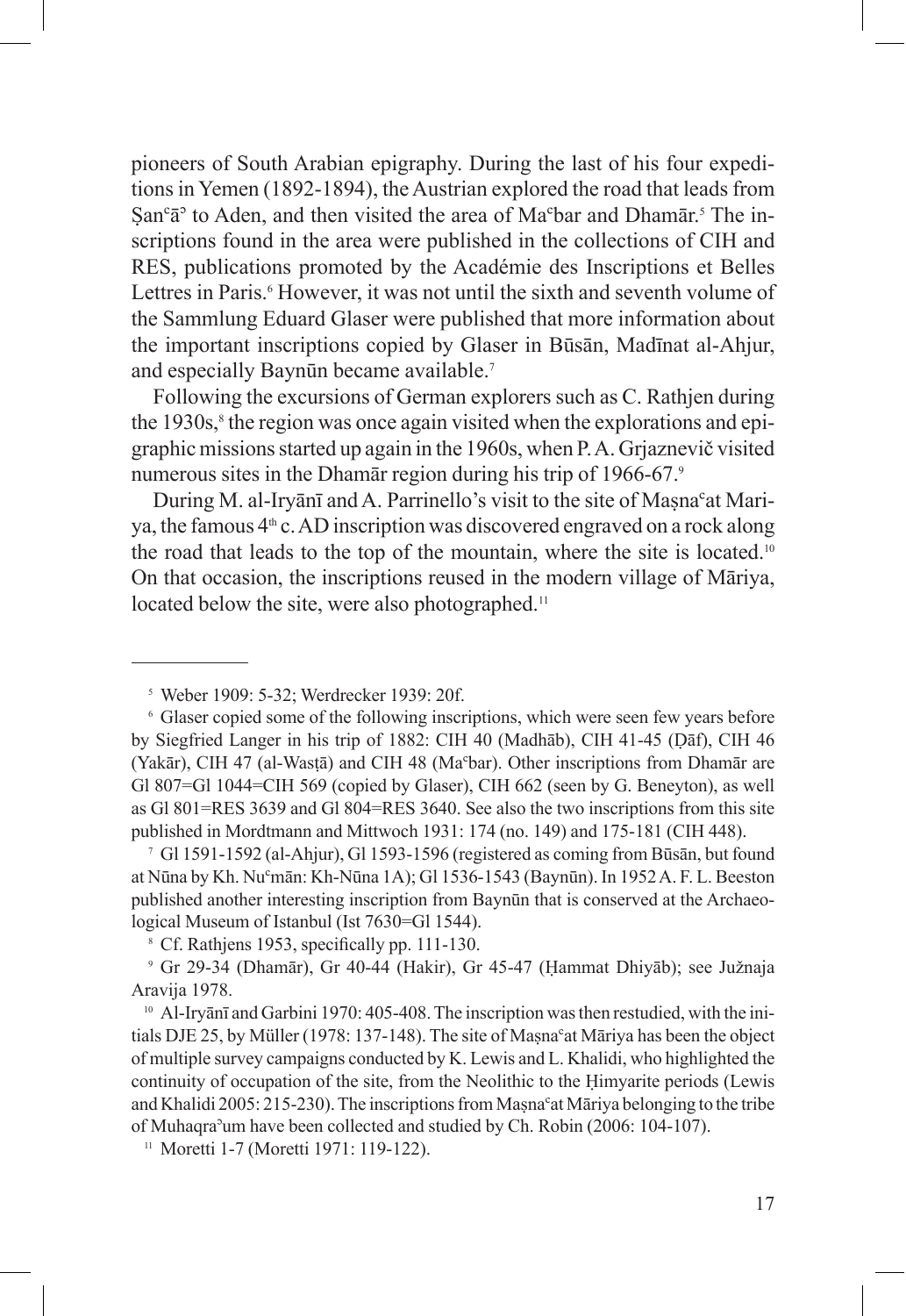pioneers of South Arabian epigraphy. During the last of his four expeditions in Yemen (1892-1894), the Austrian explored the road that leads from Ṣanʿāʾ to Aden, and then visited the area of Maʿbar and Dhamār.[5] The inscriptions found in the area were published in the collections of CIH and RES, publications promoted by the Académie des Inscriptions et Belles Lettres in Paris.[6] However, it was not until the sixth and seventh volume of the Sammlung Eduard Glaser were published that more information about the important inscriptions copied by Glaser in Būsān, Madīnat al-Ahjur, and especially Baynūn became available.[7]

Following the excursions of German explorers such as C. Rathjen during the 1930s,[8] the region was once again visited when the explorations and epigraphic missions started up again in the 1960s, when P. A. Grjaznevič visited numerous sites in the Dhamār region during his trip of 1966-67.[9]

During M. al-Iryānī and A. Parrinello's visit to the site of Maṣnaʿat Mariya, the famous 4th c. AD inscription was discovered engraved on a rock along the road that leads to the top of the mountain, where the site is located.[10] On that occasion, the inscriptions reused in the modern village of Māriya, located below the site, were also photographed.[11]

---

[5] Weber 1909: 5-32; Werdrecker 1939: 20f.

[6] Glaser copied some of the following inscriptions, which were seen few years before by Siegfried Langer in his trip of 1882: CIH 40 (Madhāb), CIH 41-45 (Ḍāf), CIH 46 (Yakār), CIH 47 (al-Wasṭā) and CIH 48 (Maʿbar). Other inscriptions from Dhamār are Gl 807=Gl 1044=CIH 569 (copied by Glaser), CIH 662 (seen by G. Beneyton), as well as Gl 801=RES 3639 and Gl 804=RES 3640. See also the two inscriptions from this site published in Mordtmann and Mittwoch 1931: 174 (no. 149) and 175-181 (CIH 448).

[7] Gl 1591-1592 (al-Ahjur), Gl 1593-1596 (registered as coming from Būsān, but found at Nūna by Kh. Nuʿmān: Kh-Nūna 1A); Gl 1536-1543 (Baynūn). In 1952 A. F. L. Beeston published another interesting inscription from Baynūn that is conserved at the Archaeological Museum of Istanbul (Ist 7630=Gl 1544).

[8] Cf. Rathjens 1953, specifically pp. 111-130.

[9] Gr 29-34 (Dhamār), Gr 40-44 (Hakir), Gr 45-47 (Ḥammat Dhiyāb); see Južnaja Aravija 1978.

[10] Al-Iryānī and Garbini 1970: 405-408. The inscription was then restudied, with the initials DJE 25, by Müller (1978: 137-148). The site of Maṣnaʿat Māriya has been the object of multiple survey campaigns conducted by K. Lewis and L. Khalidi, who highlighted the continuity of occupation of the site, from the Neolithic to the Ḥimyarite periods (Lewis and Khalidi 2005: 215-230). The inscriptions from Maṣnaʿat Māriya belonging to the tribe of Muhaqraʾum have been collected and studied by Ch. Robin (2006: 104-107).

[11] Moretti 1-7 (Moretti 1971: 119-122).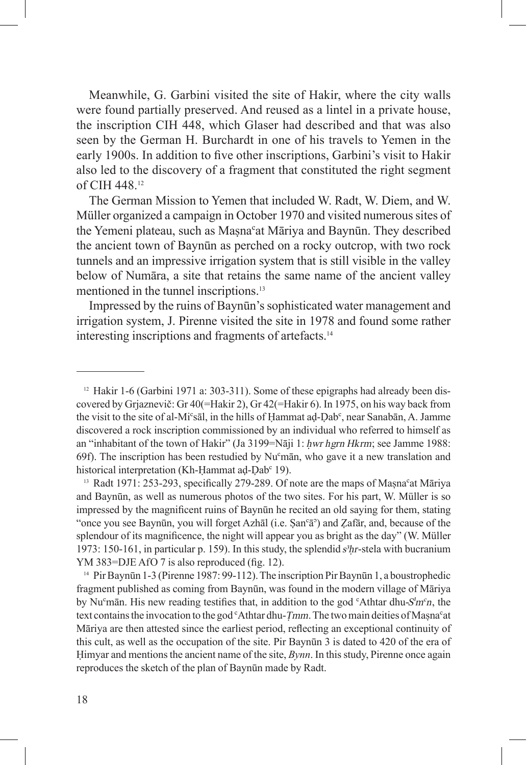Meanwhile, G. Garbini visited the site of Hakir, where the city walls were found partially preserved. And reused as a lintel in a private house, the inscription CIH 448, which Glaser had described and that was also seen by the German H. Burchardt in one of his travels to Yemen in the early 1900s. In addition to five other inscriptions, Garbini's visit to Hakir also led to the discovery of a fragment that constituted the right segment of CIH 448.[12]

The German Mission to Yemen that included W. Radt, W. Diem, and W. Müller organized a campaign in October 1970 and visited numerous sites of the Yemeni plateau, such as Maṣnaʿat Māriya and Baynūn. They described the ancient town of Baynūn as perched on a rocky outcrop, with two rock tunnels and an impressive irrigation system that is still visible in the valley below of Numāra, a site that retains the same name of the ancient valley mentioned in the tunnel inscriptions.[13]

Impressed by the ruins of Baynūn's sophisticated water management and irrigation system, J. Pirenne visited the site in 1978 and found some rather interesting inscriptions and fragments of artefacts.[14]

---

[12] Hakir 1-6 (Garbini 1971 a: 303-311). Some of these epigraphs had already been discovered by Grjaznevič: Gr 40(=Hakir 2), Gr 42(=Hakir 6). In 1975, on his way back from the visit to the site of al-Miʿsāl, in the hills of Ḥammat aḍ-Ḍabʿ, near Sanabān, A. Jamme discovered a rock inscription commissioned by an individual who referred to himself as an "inhabitant of the town of Hakir" (Ja 3199=Nāji 1: *ḥwr hgrn Hkrm*; see Jamme 1988: 69f). The inscription has been restudied by Nuʿmān, who gave it a new translation and historical interpretation (Kh-Ḥammat aḍ-Ḍabʿ 19).

[13] Radt 1971: 253-293, specifically 279-289. Of note are the maps of Maṣnaʿat Māriya and Baynūn, as well as numerous photos of the two sites. For his part, W. Müller is so impressed by the magnificent ruins of Baynūn he recited an old saying for them, stating "once you see Baynūn, you will forget Azhāl (i.e. Ṣanʿāʾ) and Ẓafār, and, because of the splendour of its magnificence, the night will appear you as bright as the day" (W. Müller 1973: 150-161, in particular p. 159). In this study, the splendid *s³ḥr*-stela with bucranium YM 383=DJE AfO 7 is also reproduced (fig. 12).

[14] Pir Baynūn 1-3 (Pirenne 1987: 99-112). The inscription Pir Baynūn 1, a boustrophedic fragment published as coming from Baynūn, was found in the modern village of Māriya by Nuʿmān. His new reading testifies that, in addition to the god ʿAthtar dhu-*S¹mʿn*, the text contains the invocation to the god ʿAthtar dhu-*Ṭmm*. The two main deities of Maṣnaʿat Māriya are then attested since the earliest period, reflecting an exceptional continuity of this cult, as well as the occupation of the site. Pir Baynūn 3 is dated to 420 of the era of Ḥimyar and mentions the ancient name of the site, *Bynn*. In this study, Pirenne once again reproduces the sketch of the plan of Baynūn made by Radt.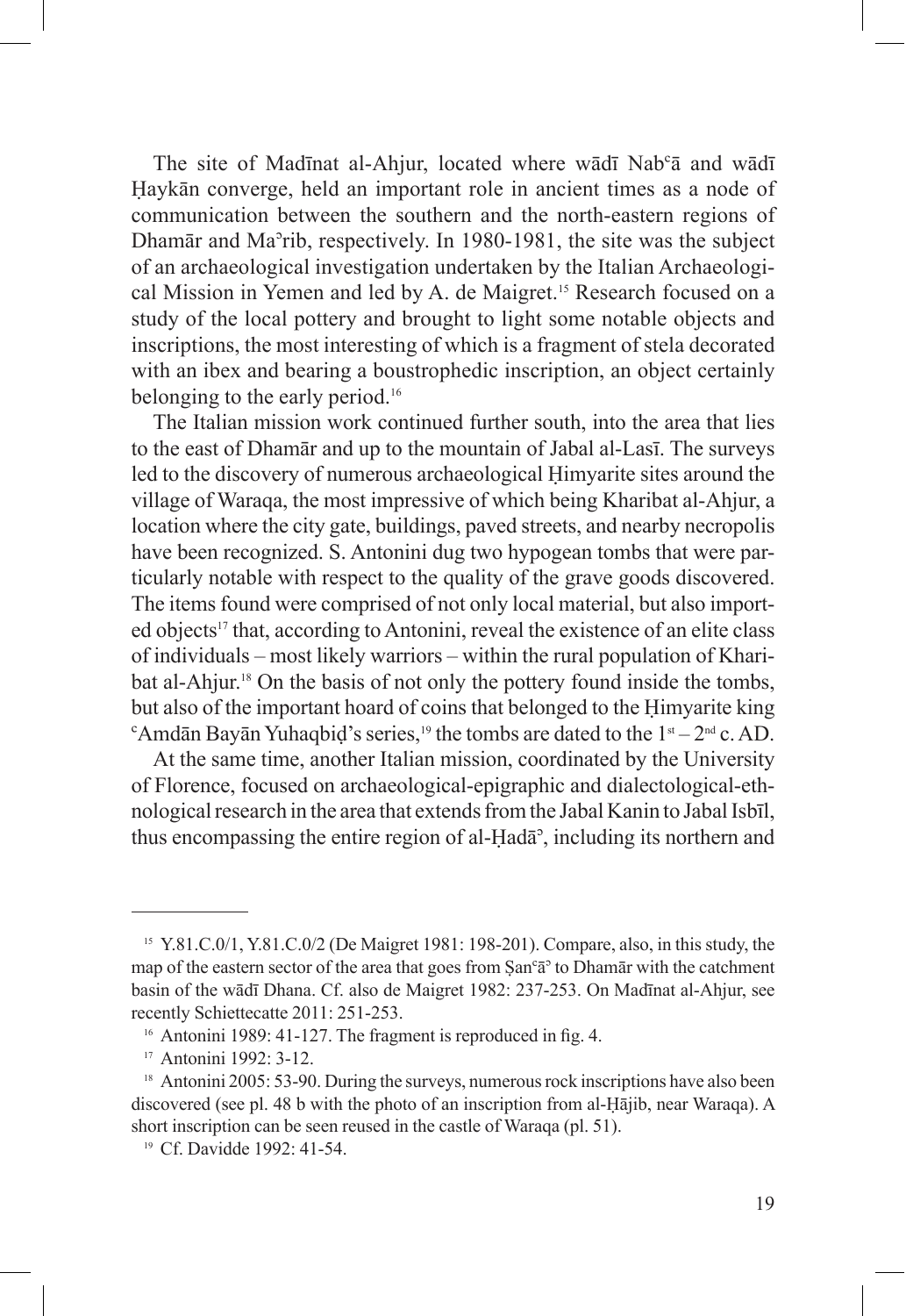The site of Madīnat al-Ahjur, located where wādī Nabᶜā and wādī Ḥaykān converge, held an important role in ancient times as a node of communication between the southern and the north-eastern regions of Dhamār and Maᵓrib, respectively. In 1980-1981, the site was the subject of an archaeological investigation undertaken by the Italian Archaeological Mission in Yemen and led by A. de Maigret.[15] Research focused on a study of the local pottery and brought to light some notable objects and inscriptions, the most interesting of which is a fragment of stela decorated with an ibex and bearing a boustrophedic inscription, an object certainly belonging to the early period.[16]

The Italian mission work continued further south, into the area that lies to the east of Dhamār and up to the mountain of Jabal al-Lasī. The surveys led to the discovery of numerous archaeological Ḥimyarite sites around the village of Waraqa, the most impressive of which being Kharibat al-Ahjur, a location where the city gate, buildings, paved streets, and nearby necropolis have been recognized. S. Antonini dug two hypogean tombs that were particularly notable with respect to the quality of the grave goods discovered. The items found were comprised of not only local material, but also imported objects[17] that, according to Antonini, reveal the existence of an elite class of individuals – most likely warriors – within the rural population of Kharibat al-Ahjur.[18] On the basis of not only the pottery found inside the tombs, but also of the important hoard of coins that belonged to the Ḥimyarite king ᶜAmdān Bayān Yuhaqbiḍ's series,[19] the tombs are dated to the 1st – 2nd c. AD.

At the same time, another Italian mission, coordinated by the University of Florence, focused on archaeological-epigraphic and dialectological-ethnological research in the area that extends from the Jabal Kanin to Jabal Isbīl, thus encompassing the entire region of al-Ḥadāᵓ, including its northern and

---

[15] Y.81.C.0/1, Y.81.C.0/2 (De Maigret 1981: 198-201). Compare, also, in this study, the map of the eastern sector of the area that goes from Ṣanᶜāᵓ to Dhamār with the catchment basin of the wādī Dhana. Cf. also de Maigret 1982: 237-253. On Madīnat al-Ahjur, see recently Schiettecatte 2011: 251-253.

[16] Antonini 1989: 41-127. The fragment is reproduced in fig. 4.

[17] Antonini 1992: 3-12.

[18] Antonini 2005: 53-90. During the surveys, numerous rock inscriptions have also been discovered (see pl. 48 b with the photo of an inscription from al-Ḥājib, near Waraqa). A short inscription can be seen reused in the castle of Waraqa (pl. 51).

[19] Cf. Davidde 1992: 41-54.